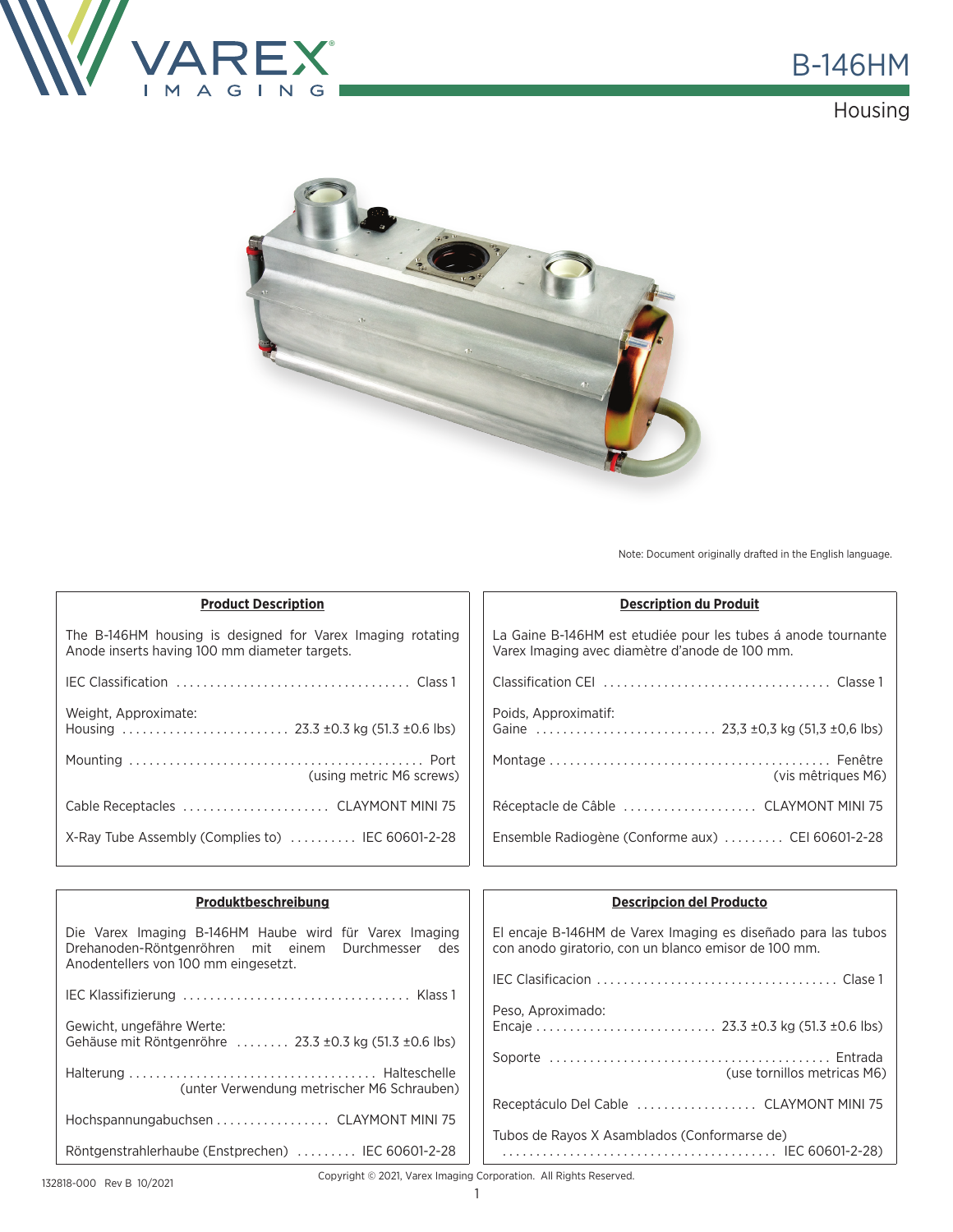# B-146HM

## Housing

Note: Document originally drafted in the English language.

### Product Description

The B-146HM housing is designed for Varex Imaging rotating Anode inserts having 100 mm diameter targets.

IEC Classification .................................. Class 1

Weight, Approximate:
Housing ......................... 23.3 ±0.3 kg (51.3 ±0.6 lbs)

Mounting ........................................... Port
(using metric M6 screws)

Cable Receptacles ...................... CLAYMONT MINI 75

X-Ray Tube Assembly (Complies to) .......... IEC 60601-2-28

### Description du Produit

La Gaine B-146HM est etudiée pour les tubes á anode tournante Varex Imaging avec diamètre d'anode de 100 mm.

Classification CEI ................................. Classe 1

Poids, Approximatif:
Gaine ........................... 23,3 ±0,3 kg (51,3 ±0,6 lbs)

Montage ......................................... Fenêtre
(vis mêtriques M6)

Réceptacle de Câble .................... CLAYMONT MINI 75

Ensemble Radiogène (Conforme aux) ......... CEI 60601-2-28

### Produktbeschreibung

Die Varex Imaging B-146HM Haube wird für Varex Imaging Drehanoden-Röntgenröhren mit einem Durchmesser des Anodentellers von 100 mm eingesetzt.

IEC Klassifizierung ................................. Klass 1

Gewicht, ungefähre Werte:
Gehäuse mit Röntgenröhre ........ 23.3 ±0.3 kg (51.3 ±0.6 lbs)

Halterung .................................... Halteschelle
(unter Verwendung metrischer M6 Schrauben)

Hochspannungabuchsen ................. CLAYMONT MINI 75

Röntgenstrahlerhaube (Enstprechen) ......... IEC 60601-2-28

### Descripcion del Producto

El encaje B-146HM de Varex Imaging es diseñado para las tubos con anodo giratorio, con un blanco emisor de 100 mm.

IEC Clasificacion ................................... Clase 1

Peso, Aproximado:
Encaje ........................... 23.3 ±0.3 kg (51.3 ±0.6 lbs)

Soporte ......................................... Entrada
(use tornillos metricas M6)

Receptáculo Del Cable .................. CLAYMONT MINI 75

Tubos de Rayos X Asamblados (Conformarse de)
........................................ IEC 60601-2-28)

132818-000 Rev B 10/2021

Copyright © 2021, Varex Imaging Corporation. All Rights Reserved.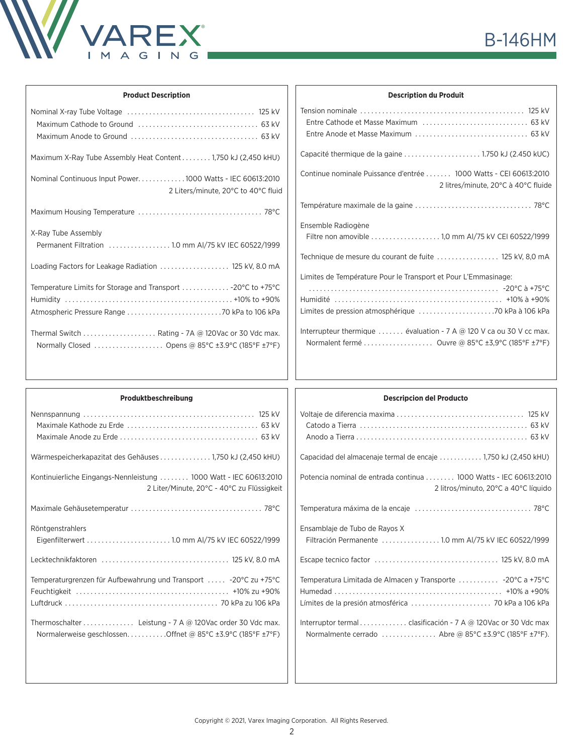# B-146HM

## Product Description

Nominal X-ray Tube Voltage .................................... 125 kV
Maximum Cathode to Ground .................................. 63 kV
Maximum Anode to Ground .................................... 63 kV

Maximum X-Ray Tube Assembly Heat Content ........ 1,750 kJ (2,450 kHU)

Nominal Continuous Input Power............. 1000 Watts - IEC 60613:2010
2 Liters/minute, 20°C to 40°C fluid

Maximum Housing Temperature .................................. 78°C

X-Ray Tube Assembly
Permanent Filtration ................. 1.0 mm Al/75 kV IEC 60522/1999

Loading Factors for Leakage Radiation ................... 125 kV, 8.0 mA

Temperature Limits for Storage and Transport ............. -20°C to +75°C
Humidity ............................................. +10% to +90%
Atmospheric Pressure Range .......................... 70 kPa to 106 kPa

Thermal Switch .................... Rating - 7A @ 120Vac or 30 Vdc max.
Normally Closed ................... Opens @ 85°C ±3.9°C (185°F ±7°F)

## Description du Produit

Tension nominale ............................................. 125 kV
Entre Cathode et Masse Maximum ............................. 63 kV
Entre Anode et Masse Maximum ............................... 63 kV

Capacité thermique de la gaine ..................... 1.750 kJ (2.450 kUC)

Continue nominale Puissance d'entrée ....... 1000 Watts - CEI 60613:2010
2 litres/minute, 20°C à 40°C fluide

Température maximale de la gaine ................................ 78°C

Ensemble Radiogène
Filtre non amovible ................... 1,0 mm Al/75 kV CEI 60522/1999

Technique de mesure du courant de fuite ................. 125 kV, 8,0 mA

Limites de Température Pour le Transport et Pour L'Emmasinage:
.................................................... -20°C à +75°C
Humidité ............................................. +10% à +90%
Limites de pression atmosphérique ..................... 70 kPa à 106 kPa

Interrupteur thermique ....... évaluation - 7 A @ 120 V ca ou 30 V cc max.
Normalent fermé ................... Ouvre @ 85°C ±3,9°C (185°F ±7°F)

## Produktbeschreibung

Nennspannung ............................................... 125 kV
Maximale Kathode zu Erde .................................... 63 kV
Maximale Anode zu Erde ...................................... 63 kV

Wärmespeicherkapazitat des Gehäuses .............. 1,750 kJ (2,450 kHU)

Kontinuierliche Eingangs-Nennleistung ........ 1000 Watt - IEC 60613:2010
2 Liter/Minute, 20°C - 40°C zu Flüssigkeit

Maximale Gehäusetemperatur .................................... 78°C

Röntgenstrahlers
Eigenfilterwert ....................... 1.0 mm Al/75 kV IEC 60522/1999

Lecktechnikfaktoren .................................. 125 kV, 8.0 mA

Temperaturgrenzen für Aufbewahrung und Transport ..... -20°C zu +75°C
Feuchtigkeit ......................................... +10% zu +90%
Luftdruck .......................................... 70 kPa zu 106 kPa

Thermoschalter .............. Leistung - 7 A @ 120Vac order 30 Vdc max.
Normalerweise geschlossen........... Offnet @ 85°C ±3.9°C (185°F ±7°F)

## Descripcion del Producto

Voltaje de diferencia maxima .................................. 125 kV
Catodo a Tierra ............................................. 63 kV
Anodo a Tierra ............................................... 63 kV

Capacidad del almacenaje termal de encaje ............ 1,750 kJ (2,450 kHU)

Potencia nominal de entrada continua ........ 1000 Watts - IEC 60613:2010
2 litros/minuto, 20°C a 40°C líquido

Temperatura máxima de la encaje ................................ 78°C

Ensamblaje de Tubo de Rayos X
Filtración Permanente ................ 1.0 mm Al/75 kV IEC 60522/1999

Escape tecnico factor ................................. 125 kV, 8.0 mA

Temperatura Limitada de Almacen y Transporte ........... -20°C a +75°C
Humedad ............................................. +10% a +90%
Límites de la presión atmosférica ...................... 70 kPa a 106 kPa

Interruptor termal............. clasificación - 7 A @ 120Vac or 30 Vdc max
Normalmente cerrado ............... Abre @ 85°C ±3.9°C (185°F ±7°F).

Copyright © 2021, Varex Imaging Corporation. All Rights Reserved.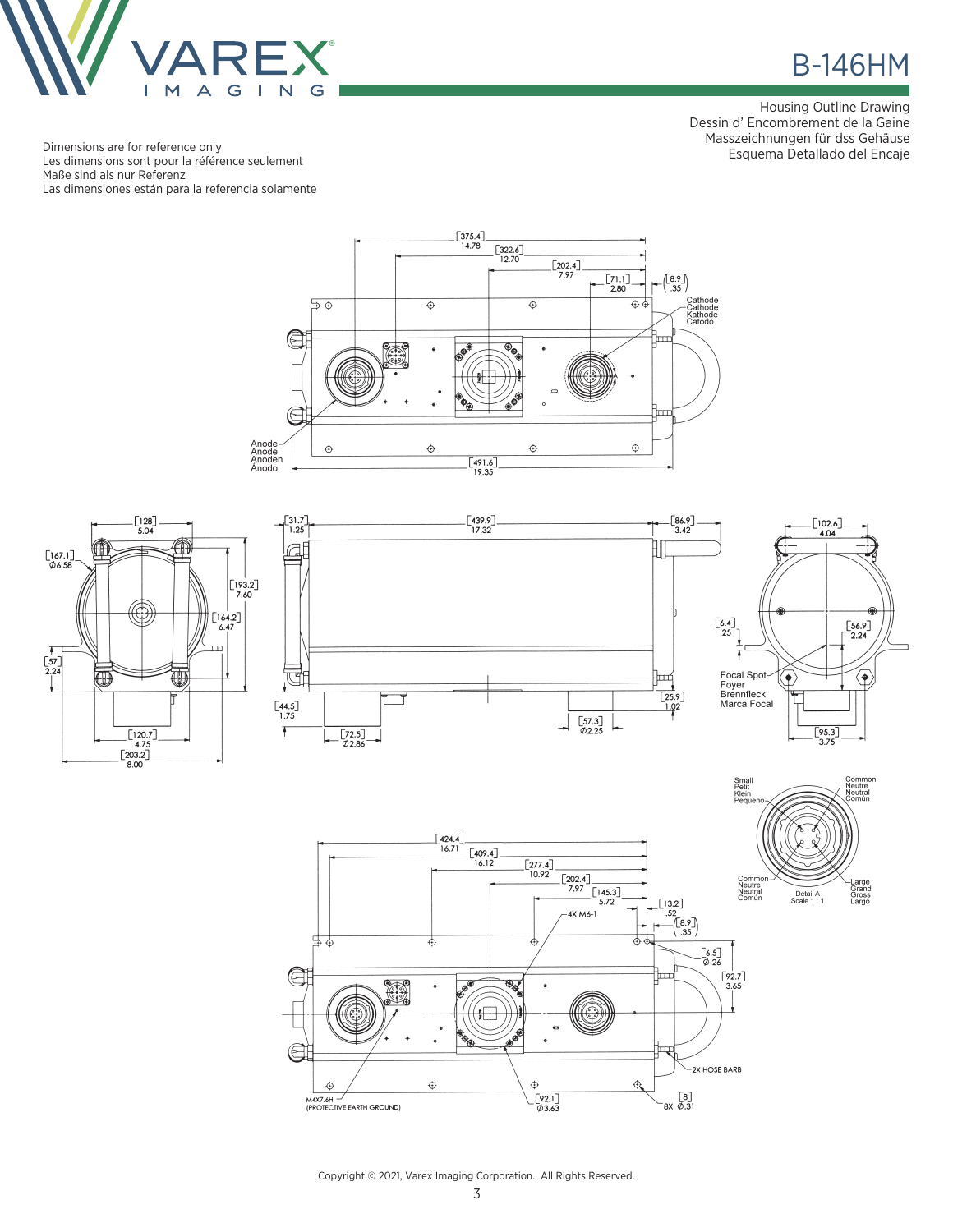# B-146HM

Housing Outline Drawing
Dessin d' Encombrement de la Gaine
Masszeichnungen für dss Gehäuse
Esquema Detallado del Encaje

Dimensions are for reference only
Les dimensions sont pour la référence seulement
Maße sind als nur Referenz
Las dimensiones están para la referencia solamente

Copyright © 2021, Varex Imaging Corporation. All Rights Reserved.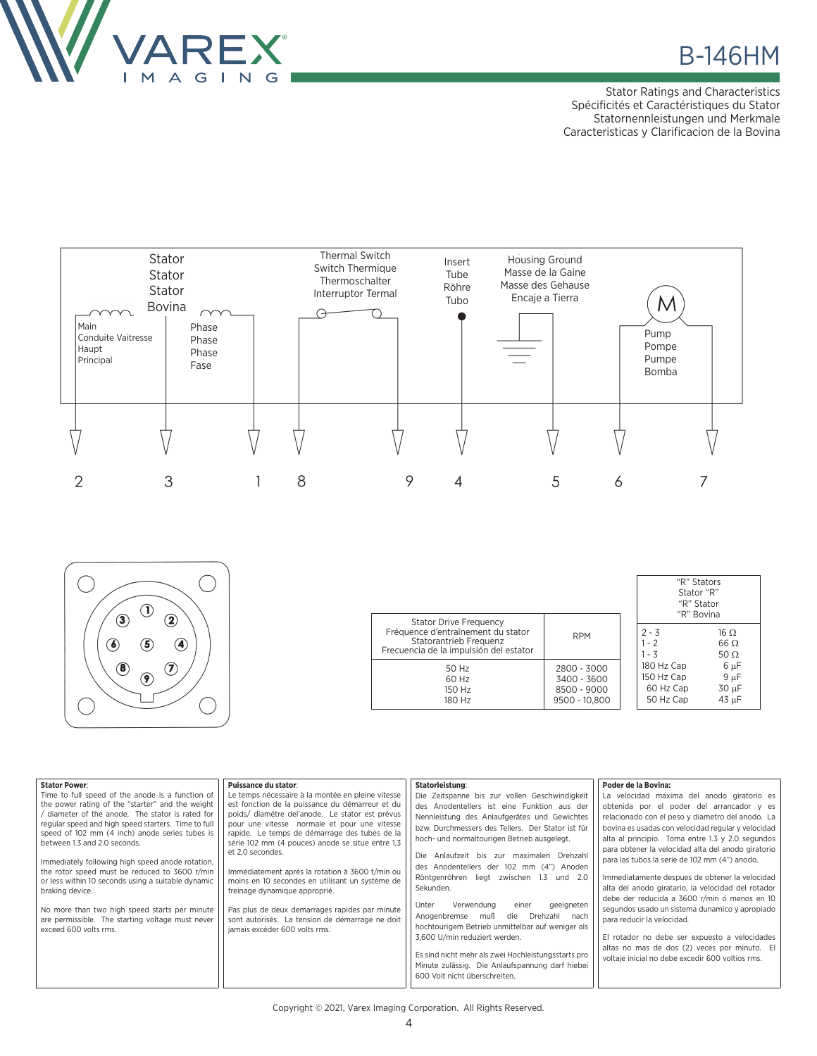# B-146HM

Stator Ratings and Characteristics
Spécificités et Caractéristiques du Stator
Statornennleistungen und Merkmale
Caracteristicas y Clarificacion de la Bovina

Stator / Stator / Stator / Bovina

Main / Conduite Vaitresse / Haupt / Principal

Phase / Phase / Phase / Fase

Thermal Switch / Switch Thermique / Thermoschalter / Interruptor Termal

Insert / Tube / Röhre / Tubo

Housing Ground / Masse de la Gaine / Masse des Gehause / Encaje a Tierra

M

Pump / Pompe / Pumpe / Bomba

2 3 1 8 9 4 5 6 7

| Stator Drive Frequency<br>Fréquence d'entraînement du stator<br>Statorantrieb Frequenz<br>Frecuencia de la impulsión del estator | RPM |
|---|---|
| 50 Hz | 2800 - 3000 |
| 60 Hz | 3400 - 3600 |
| 150 Hz | 8500 - 9000 |
| 180 Hz | 9500 - 10,800 |

| "R" Stators<br>Stator "R"<br>"R" Stator<br>"R" Bovina | |
|---|---|
| 2 - 3 | 16 Ω |
| 1 - 2 | 66 Ω |
| 1 - 3 | 50 Ω |
| 180 Hz Cap | 6 µF |
| 150 Hz Cap | 9 µF |
| 60 Hz Cap | 30 µF |
| 50 Hz Cap | 43 µF |

**Stator Power**:
Time to full speed of the anode is a function of the power rating of the "starter" and the weight / diameter of the anode. The stator is rated for regular speed and high speed starters. Time to full speed of 102 mm (4 inch) anode series tubes is between 1.3 and 2.0 seconds.

Immediately following high speed anode rotation, the rotor speed must be reduced to 3600 r/min or less within 10 seconds using a suitable dynamic braking device.

No more than two high speed starts per minute are permissible. The starting voltage must never exceed 600 volts rms.

**Puissance du stator**:
Le temps nécessaire à la montée en pleine vitesse est fonction de la puissance du démarreur et du poids/ diamétre del'anode. Le stator est prévus pour une vitesse normale et pour une vitesse rapide. Le temps de démarrage des tubes de la série 102 mm (4 pouces) anode se situe entre 1,3 et 2,0 secondes.

Immédiatement aprés la rotation à 3600 t/min ou moins en 10 secondes en utilisant un système de freinage dynamique approprié.

Pas plus de deux demarrages rapides par minute sont autorisés. La tension de démarrage ne doit jamais excéder 600 volts rms.

**Statorleistung**:
Die Zeitspanne bis zur vollen Geschwindigkeit des Anodentellers ist eine Funktion aus der Nennleistung des Anlaufgerätes und Gewichtes bzw. Durchmessers des Tellers. Der Stator ist für hoch- und normaltourigen Betrieb ausgelegt.

Die Anlaufzeit bis zur maximalen Drehzahl des Anodentellers der 102 mm (4") Anoden Röntgenröhren liegt zwischen 1.3 und 2.0 Sekunden.

Unter Verwendung einer geeigneten Anogenbremse muß die Drehzahl nach hochtourigem Betrieb unmittelbar auf weniger als 3,600 U/min reduziert werden.

Es sind nicht mehr als zwei Hochleistungsstarts pro Minute zulässig. Die Anlaufspannung darf hiebei 600 Volt nicht überschreiten.

**Poder de la Bovina:**
La velocidad maxima del anodo giratorio es obtenida por el poder del arrancador y es relacionado con el peso y diametro del anodo. La bovina es usadas con velocidad regular y velocidad alta al principio. Toma entre 1.3 y 2.0 segundos para obtener la velocidad alta del anodo giratorio para las tubos la serie de 102 mm (4") anodo.

Immediatamente despues de obtener la velocidad alta del anodo giratario, la velocidad del rotador debe ser reducida a 3600 r/min ó menos en 10 segundos usado un sistema dunamico y apropiado para reducir la velocidad.

El rotador no debe ser expuesto a velocidades altas no mas de dos (2) veces por minuto. El voltaje inicial no debe excedir 600 voltios rms.

Copyright © 2021, Varex Imaging Corporation. All Rights Reserved.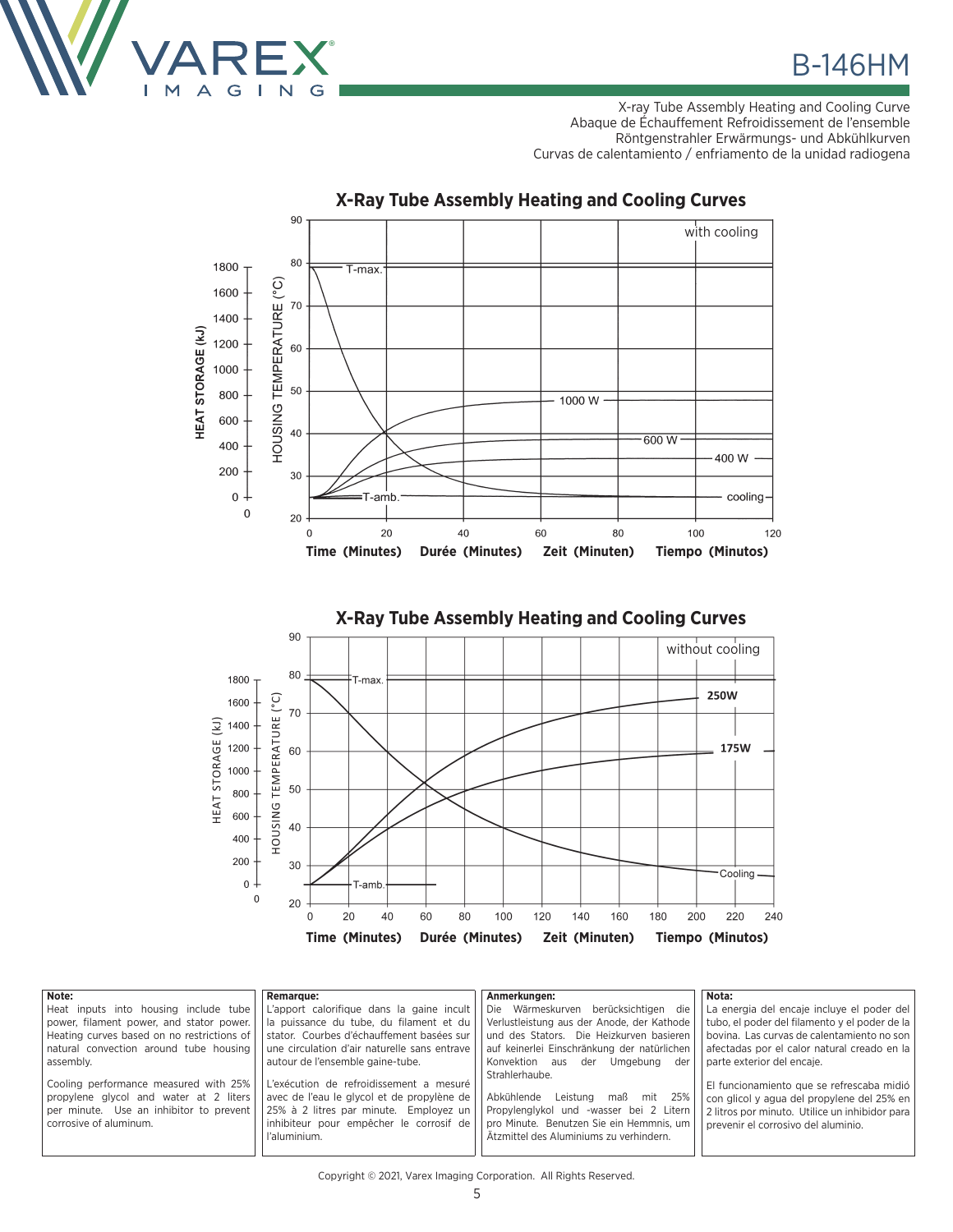# B-146HM

X-ray Tube Assembly Heating and Cooling Curve
Abaque de Échauffement Refroidissement de l'ensemble
Röntgenstrahler Erwärmungs- und Abkühlkurven
Curvas de calentamiento / enfriamiento de la unidad radiogena

## X-Ray Tube Assembly Heating and Cooling Curves

with cooling

HEAT STORAGE (kJ): 0, 200, 400, 600, 800, 1000, 1200, 1400, 1600, 1800

HOUSING TEMPERATURE (°C): 20, 30, 40, 50, 60, 70, 80, 90

T-max. — T-amb. — 1000 W — 600 W — 400 W — cooling

Time (Minutes) Durée (Minutes) Zeit (Minuten) Tiempo (Minutos): 0, 20, 40, 60, 80, 100, 120

## X-Ray Tube Assembly Heating and Cooling Curves

without cooling

HEAT STORAGE (kJ): 0, 200, 400, 600, 800, 1000, 1200, 1400, 1600, 1800

HOUSING TEMPERATURE (°C): 20, 30, 40, 50, 60, 70, 80, 90

T-max. — T-amb. — 250W — 175W — Cooling

Time (Minutes) Durée (Minutes) Zeit (Minuten) Tiempo (Minutos): 0, 20, 40, 60, 80, 100, 120, 140, 160, 180, 200, 220, 240

**Note:**
Heat inputs into housing include tube power, filament power, and stator power. Heating curves based on no restrictions of natural convection around tube housing assembly.

Cooling performance measured with 25% propylene glycol and water at 2 liters per minute. Use an inhibitor to prevent corrosive of aluminum.

**Remarque:**
L'apport calorifique dans la gaine inclut la puissance du tube, du filament et du stator. Courbes d'échauffement basées sur une circulation d'air naturelle sans entrave autour de l'ensemble gaine-tube.

L'exécution de refroidissement a mesuré avec de l'eau le glycol et de propylène de 25% à 2 litres par minute. Employez un inhibiteur pour empêcher le corrosif de l'aluminium.

**Anmerkungen:**
Die Wärmeskurven berücksichtigen die Verlustleistung aus der Anode, der Kathode und des Stators. Die Heizkurven basieren auf keinerlei Einschränkung der natürlichen Konvektion aus der Umgebung der Strahlerhaube.

Abkühlende Leistung maß mit 25% Propylenglykol und -wasser bei 2 Litern pro Minute. Benutzen Sie ein Hemmnis, um Ätzmittel des Aluminiums zu verhindern.

**Nota:**
La energia del encaje incluye el poder del tubo, el poder del filamento y el poder de la bovina. Las curvas de calentamiento no son afectadas por el calor natural creado en la parte exterior del encaje.

El funcionamiento que se refrescaba midió con glicol y agua del propylene del 25% en 2 litros por minuto. Utilice un inhibidor para prevenir el corrosivo del aluminio.

Copyright © 2021, Varex Imaging Corporation. All Rights Reserved.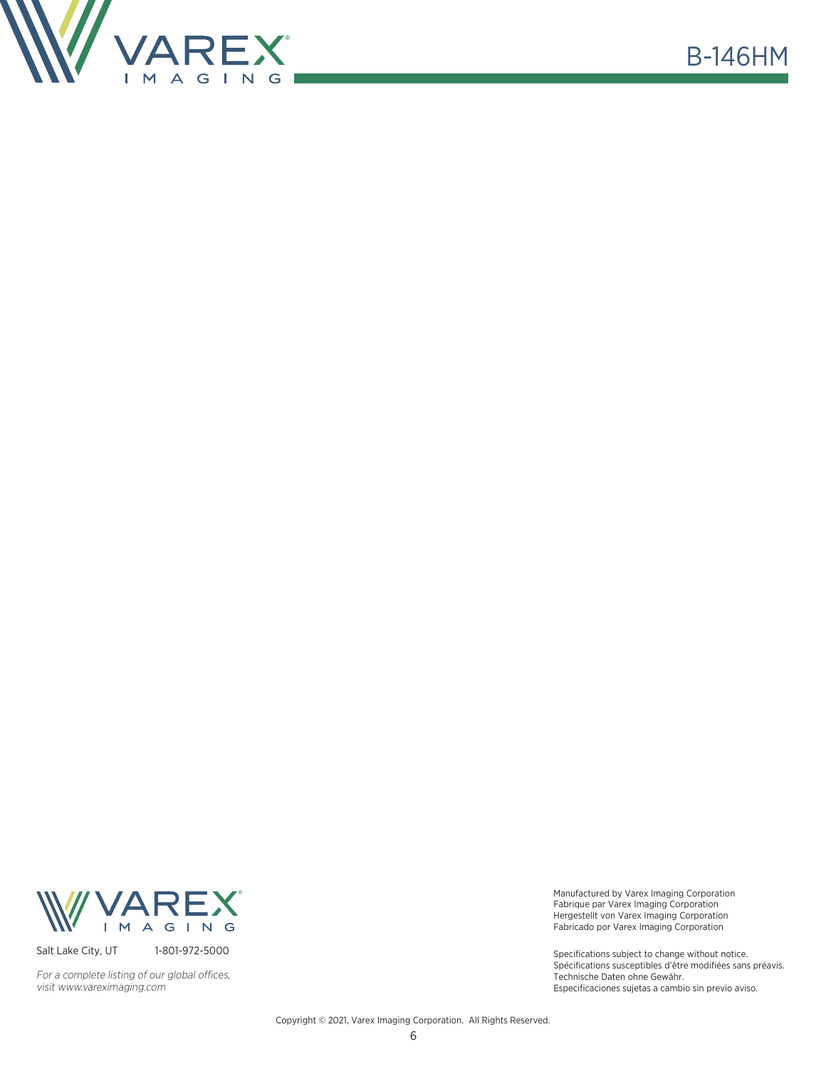Salt Lake City, UT    1-801-972-5000

*For a complete listing of our global offices, visit www.vareximaging.com*

Manufactured by Varex Imaging Corporation
Fabrique par Varex Imaging Corporation
Hergestellt von Varex Imaging Corporation
Fabricado por Varex Imaging Corporation

Specifications subject to change without notice.
Spécifications susceptibles d'être modifiées sans préavis.
Technische Daten ohne Gewähr.
Especificaciones sujetas a cambio sin previo aviso.

Copyright © 2021, Varex Imaging Corporation. All Rights Reserved.